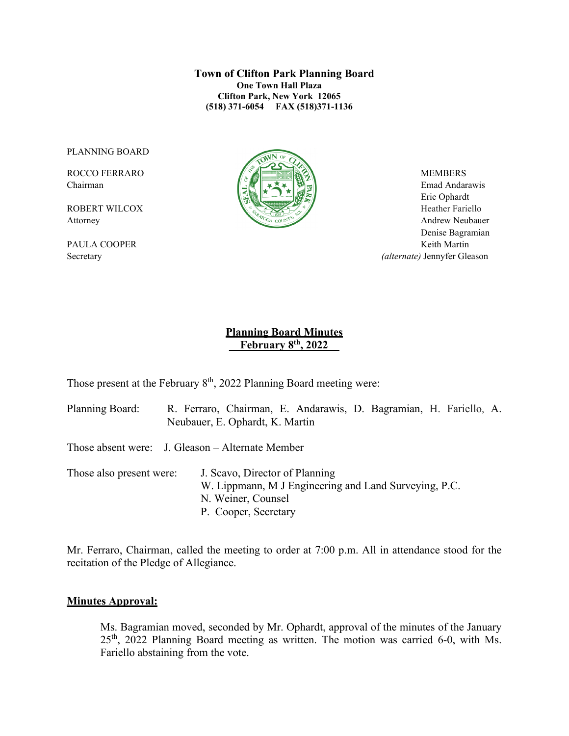**Town of Clifton Park Planning Board**
**One Town Hall Plaza**
**Clifton Park, New York 12065**
**(518) 371-6054 FAX (518)371-1136**

PLANNING BOARD

ROCCO FERRARO
Chairman

ROBERT WILCOX
Attorney

PAULA COOPER
Secretary

MEMBERS
Emad Andarawis
Eric Ophardt
Heather Fariello
Andrew Neubauer
Denise Bagramian
Keith Martin
*(alternate)* Jennyfer Gleason

## Planning Board Minutes
## February 8th, 2022

Those present at the February 8th, 2022 Planning Board meeting were:

Planning Board: R. Ferraro, Chairman, E. Andarawis, D. Bagramian, H. Fariello, A. Neubauer, E. Ophardt, K. Martin

Those absent were: J. Gleason – Alternate Member

Those also present were:
J. Scavo, Director of Planning
W. Lippmann, M J Engineering and Land Surveying, P.C.
N. Weiner, Counsel
P. Cooper, Secretary

Mr. Ferraro, Chairman, called the meeting to order at 7:00 p.m. All in attendance stood for the recitation of the Pledge of Allegiance.

**Minutes Approval:**

Ms. Bagramian moved, seconded by Mr. Ophardt, approval of the minutes of the January 25th, 2022 Planning Board meeting as written. The motion was carried 6-0, with Ms. Fariello abstaining from the vote.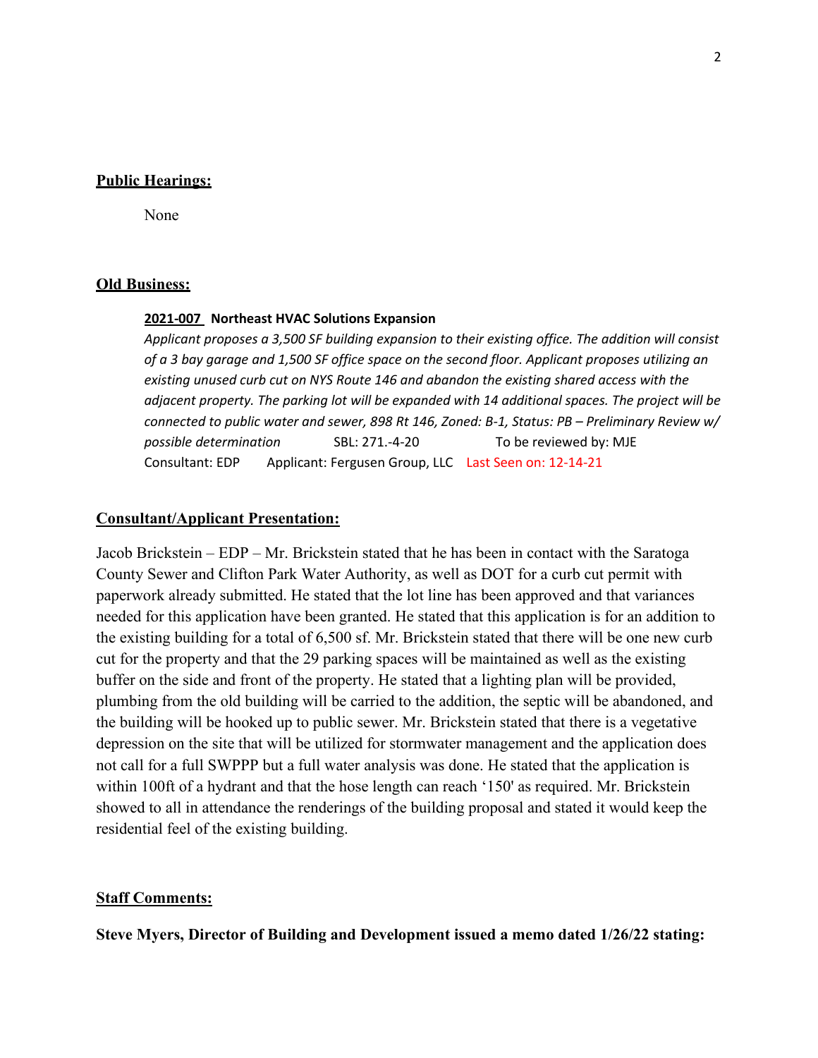**Public Hearings:**

None

**Old Business:**

**2021-007 Northeast HVAC Solutions Expansion**

*Applicant proposes a 3,500 SF building expansion to their existing office. The addition will consist of a 3 bay garage and 1,500 SF office space on the second floor. Applicant proposes utilizing an existing unused curb cut on NYS Route 146 and abandon the existing shared access with the adjacent property. The parking lot will be expanded with 14 additional spaces. The project will be connected to public water and sewer, 898 Rt 146, Zoned: B-1, Status: PB – Preliminary Review w/ possible determination* SBL: 271.-4-20 To be reviewed by: MJE
Consultant: EDP Applicant: Fergusen Group, LLC Last Seen on: 12-14-21

**Consultant/Applicant Presentation:**

Jacob Brickstein – EDP – Mr. Brickstein stated that he has been in contact with the Saratoga County Sewer and Clifton Park Water Authority, as well as DOT for a curb cut permit with paperwork already submitted. He stated that the lot line has been approved and that variances needed for this application have been granted. He stated that this application is for an addition to the existing building for a total of 6,500 sf. Mr. Brickstein stated that there will be one new curb cut for the property and that the 29 parking spaces will be maintained as well as the existing buffer on the side and front of the property. He stated that a lighting plan will be provided, plumbing from the old building will be carried to the addition, the septic will be abandoned, and the building will be hooked up to public sewer. Mr. Brickstein stated that there is a vegetative depression on the site that will be utilized for stormwater management and the application does not call for a full SWPPP but a full water analysis was done. He stated that the application is within 100ft of a hydrant and that the hose length can reach '150' as required. Mr. Brickstein showed to all in attendance the renderings of the building proposal and stated it would keep the residential feel of the existing building.

**Staff Comments:**

**Steve Myers, Director of Building and Development issued a memo dated 1/26/22 stating:**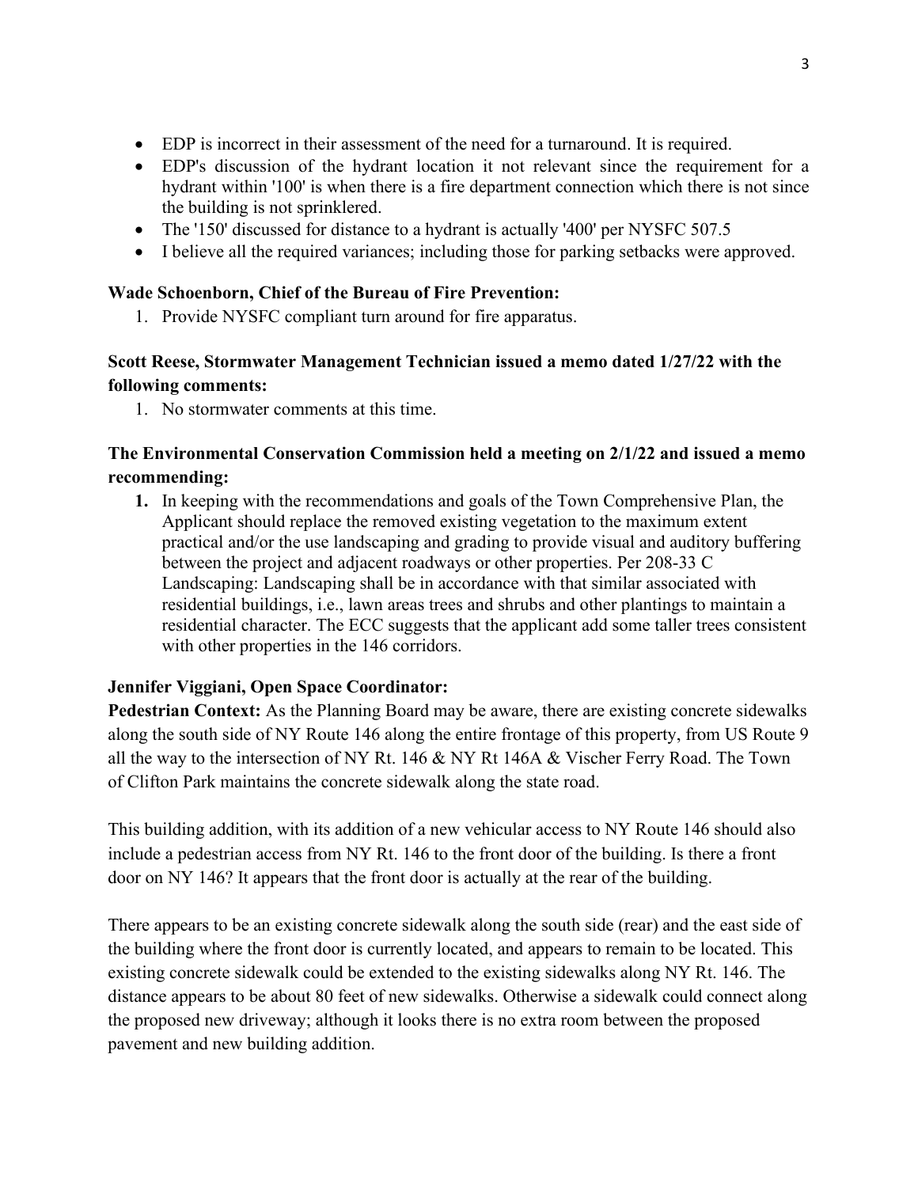- EDP is incorrect in their assessment of the need for a turnaround. It is required.
- EDP's discussion of the hydrant location it not relevant since the requirement for a hydrant within '100' is when there is a fire department connection which there is not since the building is not sprinklered.
- The '150' discussed for distance to a hydrant is actually '400' per NYSFC 507.5
- I believe all the required variances; including those for parking setbacks were approved.

**Wade Schoenborn, Chief of the Bureau of Fire Prevention:**

1. Provide NYSFC compliant turn around for fire apparatus.

**Scott Reese, Stormwater Management Technician issued a memo dated 1/27/22 with the following comments:**

1. No stormwater comments at this time.

**The Environmental Conservation Commission held a meeting on 2/1/22 and issued a memo recommending:**

1. In keeping with the recommendations and goals of the Town Comprehensive Plan, the Applicant should replace the removed existing vegetation to the maximum extent practical and/or the use landscaping and grading to provide visual and auditory buffering between the project and adjacent roadways or other properties. Per 208-33 C Landscaping: Landscaping shall be in accordance with that similar associated with residential buildings, i.e., lawn areas trees and shrubs and other plantings to maintain a residential character. The ECC suggests that the applicant add some taller trees consistent with other properties in the 146 corridors.

**Jennifer Viggiani, Open Space Coordinator:**

**Pedestrian Context:** As the Planning Board may be aware, there are existing concrete sidewalks along the south side of NY Route 146 along the entire frontage of this property, from US Route 9 all the way to the intersection of NY Rt. 146 & NY Rt 146A & Vischer Ferry Road. The Town of Clifton Park maintains the concrete sidewalk along the state road.

This building addition, with its addition of a new vehicular access to NY Route 146 should also include a pedestrian access from NY Rt. 146 to the front door of the building. Is there a front door on NY 146? It appears that the front door is actually at the rear of the building.

There appears to be an existing concrete sidewalk along the south side (rear) and the east side of the building where the front door is currently located, and appears to remain to be located. This existing concrete sidewalk could be extended to the existing sidewalks along NY Rt. 146. The distance appears to be about 80 feet of new sidewalks. Otherwise a sidewalk could connect along the proposed new driveway; although it looks there is no extra room between the proposed pavement and new building addition.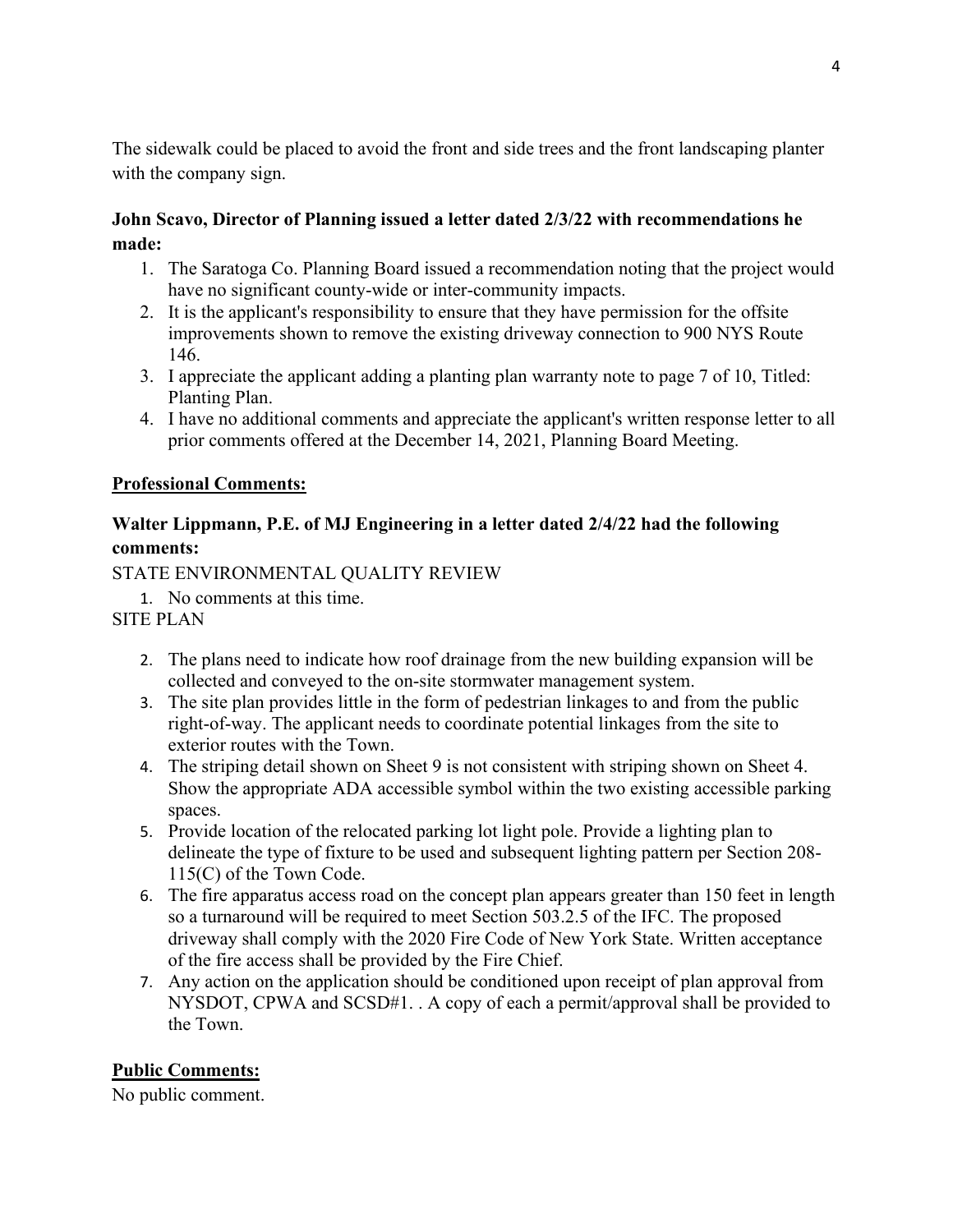The sidewalk could be placed to avoid the front and side trees and the front landscaping planter with the company sign.

**John Scavo, Director of Planning issued a letter dated 2/3/22 with recommendations he made:**

1. The Saratoga Co. Planning Board issued a recommendation noting that the project would have no significant county-wide or inter-community impacts.
2. It is the applicant's responsibility to ensure that they have permission for the offsite improvements shown to remove the existing driveway connection to 900 NYS Route 146.
3. I appreciate the applicant adding a planting plan warranty note to page 7 of 10, Titled: Planting Plan.
4. I have no additional comments and appreciate the applicant's written response letter to all prior comments offered at the December 14, 2021, Planning Board Meeting.

**Professional Comments:**

**Walter Lippmann, P.E. of MJ Engineering in a letter dated 2/4/22 had the following comments:**

STATE ENVIRONMENTAL QUALITY REVIEW

1. No comments at this time.

SITE PLAN

2. The plans need to indicate how roof drainage from the new building expansion will be collected and conveyed to the on-site stormwater management system.
3. The site plan provides little in the form of pedestrian linkages to and from the public right-of-way. The applicant needs to coordinate potential linkages from the site to exterior routes with the Town.
4. The striping detail shown on Sheet 9 is not consistent with striping shown on Sheet 4. Show the appropriate ADA accessible symbol within the two existing accessible parking spaces.
5. Provide location of the relocated parking lot light pole. Provide a lighting plan to delineate the type of fixture to be used and subsequent lighting pattern per Section 208-115(C) of the Town Code.
6. The fire apparatus access road on the concept plan appears greater than 150 feet in length so a turnaround will be required to meet Section 503.2.5 of the IFC. The proposed driveway shall comply with the 2020 Fire Code of New York State. Written acceptance of the fire access shall be provided by the Fire Chief.
7. Any action on the application should be conditioned upon receipt of plan approval from NYSDOT, CPWA and SCSD#1. . A copy of each a permit/approval shall be provided to the Town.

**Public Comments:**

No public comment.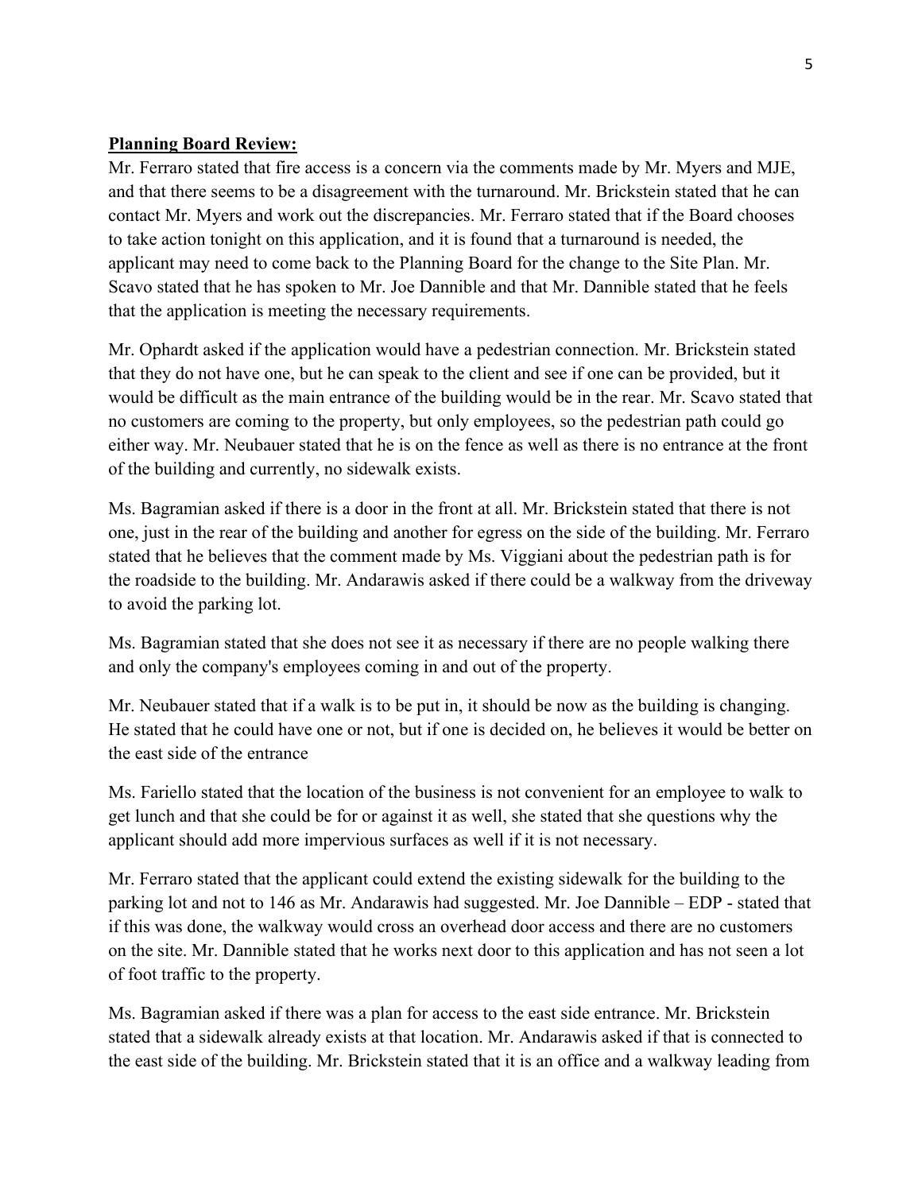**Planning Board Review:**

Mr. Ferraro stated that fire access is a concern via the comments made by Mr. Myers and MJE, and that there seems to be a disagreement with the turnaround. Mr. Brickstein stated that he can contact Mr. Myers and work out the discrepancies. Mr. Ferraro stated that if the Board chooses to take action tonight on this application, and it is found that a turnaround is needed, the applicant may need to come back to the Planning Board for the change to the Site Plan. Mr. Scavo stated that he has spoken to Mr. Joe Dannible and that Mr. Dannible stated that he feels that the application is meeting the necessary requirements.

Mr. Ophardt asked if the application would have a pedestrian connection. Mr. Brickstein stated that they do not have one, but he can speak to the client and see if one can be provided, but it would be difficult as the main entrance of the building would be in the rear. Mr. Scavo stated that no customers are coming to the property, but only employees, so the pedestrian path could go either way. Mr. Neubauer stated that he is on the fence as well as there is no entrance at the front of the building and currently, no sidewalk exists.

Ms. Bagramian asked if there is a door in the front at all. Mr. Brickstein stated that there is not one, just in the rear of the building and another for egress on the side of the building. Mr. Ferraro stated that he believes that the comment made by Ms. Viggiani about the pedestrian path is for the roadside to the building. Mr. Andarawis asked if there could be a walkway from the driveway to avoid the parking lot.

Ms. Bagramian stated that she does not see it as necessary if there are no people walking there and only the company's employees coming in and out of the property.

Mr. Neubauer stated that if a walk is to be put in, it should be now as the building is changing. He stated that he could have one or not, but if one is decided on, he believes it would be better on the east side of the entrance

Ms. Fariello stated that the location of the business is not convenient for an employee to walk to get lunch and that she could be for or against it as well, she stated that she questions why the applicant should add more impervious surfaces as well if it is not necessary.

Mr. Ferraro stated that the applicant could extend the existing sidewalk for the building to the parking lot and not to 146 as Mr. Andarawis had suggested. Mr. Joe Dannible – EDP - stated that if this was done, the walkway would cross an overhead door access and there are no customers on the site. Mr. Dannible stated that he works next door to this application and has not seen a lot of foot traffic to the property.

Ms. Bagramian asked if there was a plan for access to the east side entrance. Mr. Brickstein stated that a sidewalk already exists at that location. Mr. Andarawis asked if that is connected to the east side of the building. Mr. Brickstein stated that it is an office and a walkway leading from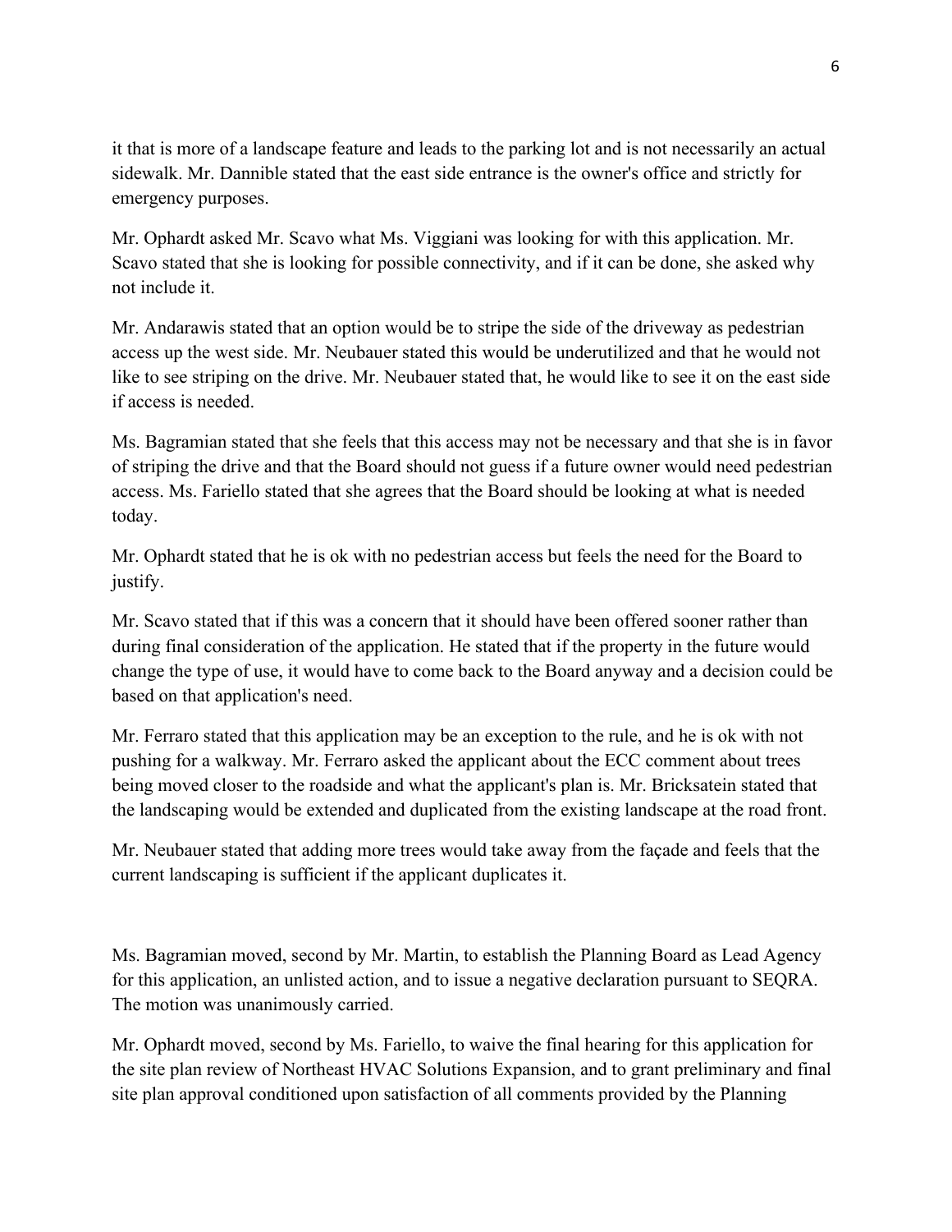it that is more of a landscape feature and leads to the parking lot and is not necessarily an actual sidewalk. Mr. Dannible stated that the east side entrance is the owner's office and strictly for emergency purposes.

Mr. Ophardt asked Mr. Scavo what Ms. Viggiani was looking for with this application. Mr. Scavo stated that she is looking for possible connectivity, and if it can be done, she asked why not include it.

Mr. Andarawis stated that an option would be to stripe the side of the driveway as pedestrian access up the west side. Mr. Neubauer stated this would be underutilized and that he would not like to see striping on the drive. Mr. Neubauer stated that, he would like to see it on the east side if access is needed.

Ms. Bagramian stated that she feels that this access may not be necessary and that she is in favor of striping the drive and that the Board should not guess if a future owner would need pedestrian access. Ms. Fariello stated that she agrees that the Board should be looking at what is needed today.

Mr. Ophardt stated that he is ok with no pedestrian access but feels the need for the Board to justify.

Mr. Scavo stated that if this was a concern that it should have been offered sooner rather than during final consideration of the application. He stated that if the property in the future would change the type of use, it would have to come back to the Board anyway and a decision could be based on that application's need.

Mr. Ferraro stated that this application may be an exception to the rule, and he is ok with not pushing for a walkway. Mr. Ferraro asked the applicant about the ECC comment about trees being moved closer to the roadside and what the applicant's plan is. Mr. Bricksatein stated that the landscaping would be extended and duplicated from the existing landscape at the road front.

Mr. Neubauer stated that adding more trees would take away from the façade and feels that the current landscaping is sufficient if the applicant duplicates it.

Ms. Bagramian moved, second by Mr. Martin, to establish the Planning Board as Lead Agency for this application, an unlisted action, and to issue a negative declaration pursuant to SEQRA. The motion was unanimously carried.

Mr. Ophardt moved, second by Ms. Fariello, to waive the final hearing for this application for the site plan review of Northeast HVAC Solutions Expansion, and to grant preliminary and final site plan approval conditioned upon satisfaction of all comments provided by the Planning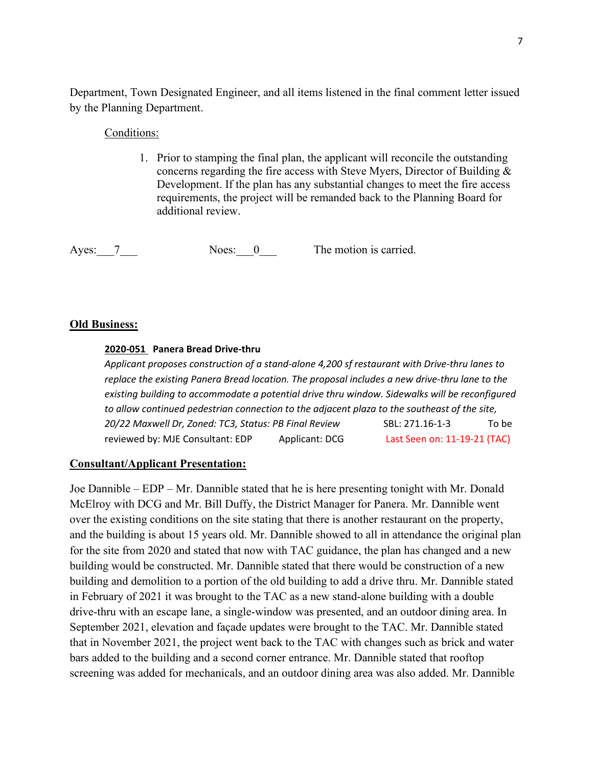Department, Town Designated Engineer, and all items listened in the final comment letter issued by the Planning Department.

Conditions:

1. Prior to stamping the final plan, the applicant will reconcile the outstanding concerns regarding the fire access with Steve Myers, Director of Building & Development. If the plan has any substantial changes to meet the fire access requirements, the project will be remanded back to the Planning Board for additional review.

Ayes:\_\_\_7\_\_\_ Noes:\_\_\_0\_\_\_ The motion is carried.

**Old Business:**

**2020-051 Panera Bread Drive-thru**

*Applicant proposes construction of a stand-alone 4,200 sf restaurant with Drive-thru lanes to replace the existing Panera Bread location. The proposal includes a new drive-thru lane to the existing building to accommodate a potential drive thru window. Sidewalks will be reconfigured to allow continued pedestrian connection to the adjacent plaza to the southeast of the site, 20/22 Maxwell Dr, Zoned: TC3, Status: PB Final Review* SBL: 271.16-1-3 To be reviewed by: MJE Consultant: EDP Applicant: DCG Last Seen on: 11-19-21 (TAC)

**Consultant/Applicant Presentation:**

Joe Dannible – EDP – Mr. Dannible stated that he is here presenting tonight with Mr. Donald McElroy with DCG and Mr. Bill Duffy, the District Manager for Panera. Mr. Dannible went over the existing conditions on the site stating that there is another restaurant on the property, and the building is about 15 years old. Mr. Dannible showed to all in attendance the original plan for the site from 2020 and stated that now with TAC guidance, the plan has changed and a new building would be constructed. Mr. Dannible stated that there would be construction of a new building and demolition to a portion of the old building to add a drive thru. Mr. Dannible stated in February of 2021 it was brought to the TAC as a new stand-alone building with a double drive-thru with an escape lane, a single-window was presented, and an outdoor dining area. In September 2021, elevation and façade updates were brought to the TAC. Mr. Dannible stated that in November 2021, the project went back to the TAC with changes such as brick and water bars added to the building and a second corner entrance. Mr. Dannible stated that rooftop screening was added for mechanicals, and an outdoor dining area was also added. Mr. Dannible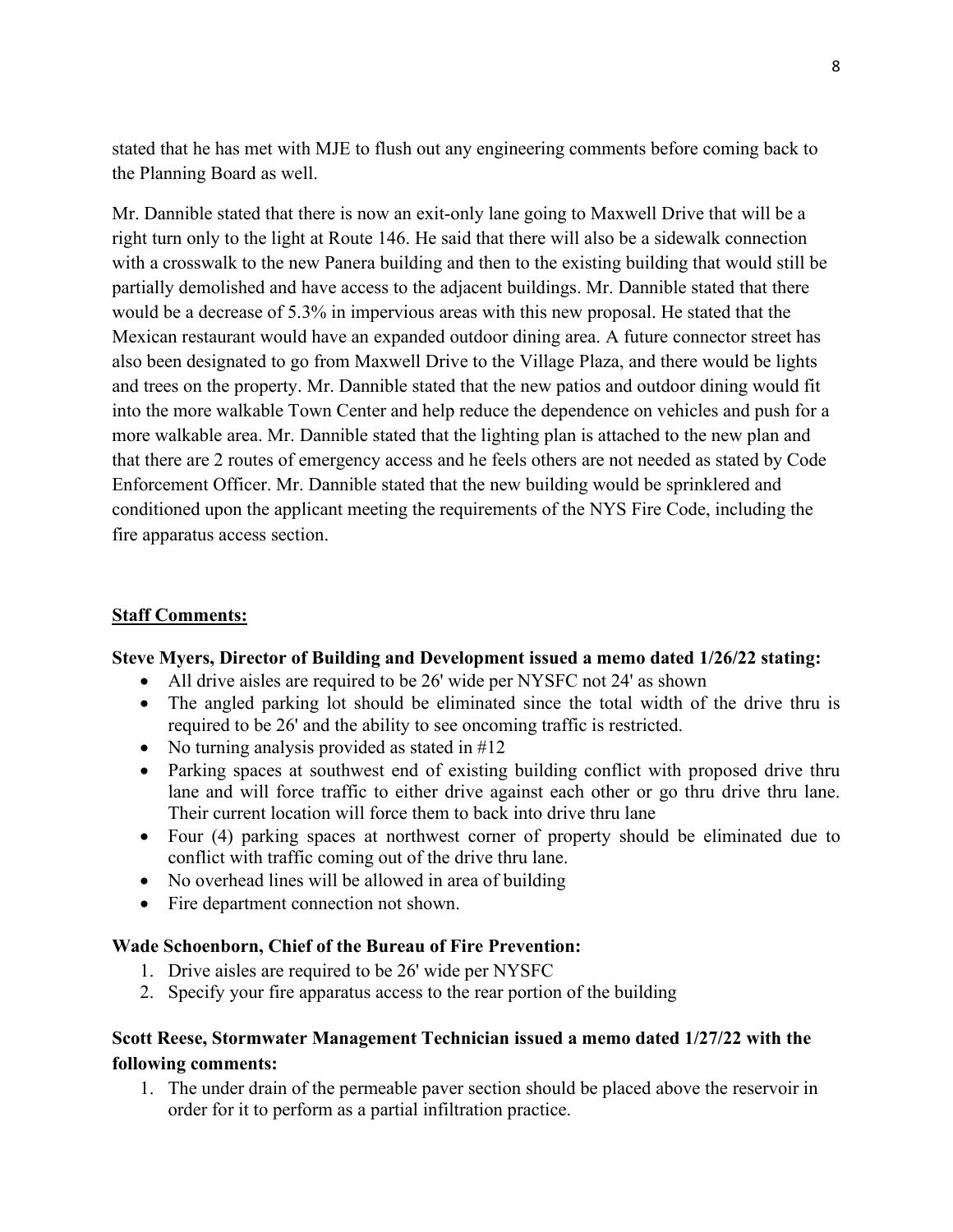stated that he has met with MJE to flush out any engineering comments before coming back to the Planning Board as well.

Mr. Dannible stated that there is now an exit-only lane going to Maxwell Drive that will be a right turn only to the light at Route 146. He said that there will also be a sidewalk connection with a crosswalk to the new Panera building and then to the existing building that would still be partially demolished and have access to the adjacent buildings. Mr. Dannible stated that there would be a decrease of 5.3% in impervious areas with this new proposal. He stated that the Mexican restaurant would have an expanded outdoor dining area. A future connector street has also been designated to go from Maxwell Drive to the Village Plaza, and there would be lights and trees on the property. Mr. Dannible stated that the new patios and outdoor dining would fit into the more walkable Town Center and help reduce the dependence on vehicles and push for a more walkable area. Mr. Dannible stated that the lighting plan is attached to the new plan and that there are 2 routes of emergency access and he feels others are not needed as stated by Code Enforcement Officer. Mr. Dannible stated that the new building would be sprinklered and conditioned upon the applicant meeting the requirements of the NYS Fire Code, including the fire apparatus access section.

**Staff Comments:**

**Steve Myers, Director of Building and Development issued a memo dated 1/26/22 stating:**

- All drive aisles are required to be 26' wide per NYSFC not 24' as shown
- The angled parking lot should be eliminated since the total width of the drive thru is required to be 26' and the ability to see oncoming traffic is restricted.
- No turning analysis provided as stated in #12
- Parking spaces at southwest end of existing building conflict with proposed drive thru lane and will force traffic to either drive against each other or go thru drive thru lane. Their current location will force them to back into drive thru lane
- Four (4) parking spaces at northwest corner of property should be eliminated due to conflict with traffic coming out of the drive thru lane.
- No overhead lines will be allowed in area of building
- Fire department connection not shown.

**Wade Schoenborn, Chief of the Bureau of Fire Prevention:**

1. Drive aisles are required to be 26' wide per NYSFC
2. Specify your fire apparatus access to the rear portion of the building

**Scott Reese, Stormwater Management Technician issued a memo dated 1/27/22 with the following comments:**

1. The under drain of the permeable paver section should be placed above the reservoir in order for it to perform as a partial infiltration practice.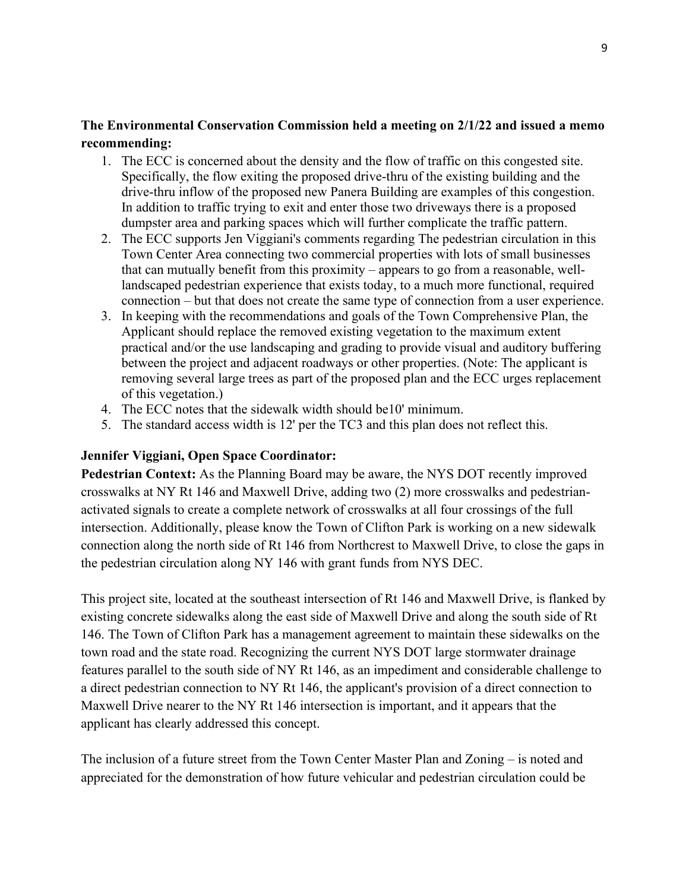**The Environmental Conservation Commission held a meeting on 2/1/22 and issued a memo recommending:**

1. The ECC is concerned about the density and the flow of traffic on this congested site. Specifically, the flow exiting the proposed drive-thru of the existing building and the drive-thru inflow of the proposed new Panera Building are examples of this congestion. In addition to traffic trying to exit and enter those two driveways there is a proposed dumpster area and parking spaces which will further complicate the traffic pattern.
2. The ECC supports Jen Viggiani's comments regarding The pedestrian circulation in this Town Center Area connecting two commercial properties with lots of small businesses that can mutually benefit from this proximity – appears to go from a reasonable, well-landscaped pedestrian experience that exists today, to a much more functional, required connection – but that does not create the same type of connection from a user experience.
3. In keeping with the recommendations and goals of the Town Comprehensive Plan, the Applicant should replace the removed existing vegetation to the maximum extent practical and/or the use landscaping and grading to provide visual and auditory buffering between the project and adjacent roadways or other properties. (Note: The applicant is removing several large trees as part of the proposed plan and the ECC urges replacement of this vegetation.)
4. The ECC notes that the sidewalk width should be10' minimum.
5. The standard access width is 12' per the TC3 and this plan does not reflect this.

**Jennifer Viggiani, Open Space Coordinator:**

**Pedestrian Context:** As the Planning Board may be aware, the NYS DOT recently improved crosswalks at NY Rt 146 and Maxwell Drive, adding two (2) more crosswalks and pedestrian-activated signals to create a complete network of crosswalks at all four crossings of the full intersection. Additionally, please know the Town of Clifton Park is working on a new sidewalk connection along the north side of Rt 146 from Northcrest to Maxwell Drive, to close the gaps in the pedestrian circulation along NY 146 with grant funds from NYS DEC.

This project site, located at the southeast intersection of Rt 146 and Maxwell Drive, is flanked by existing concrete sidewalks along the east side of Maxwell Drive and along the south side of Rt 146. The Town of Clifton Park has a management agreement to maintain these sidewalks on the town road and the state road. Recognizing the current NYS DOT large stormwater drainage features parallel to the south side of NY Rt 146, as an impediment and considerable challenge to a direct pedestrian connection to NY Rt 146, the applicant's provision of a direct connection to Maxwell Drive nearer to the NY Rt 146 intersection is important, and it appears that the applicant has clearly addressed this concept.

The inclusion of a future street from the Town Center Master Plan and Zoning – is noted and appreciated for the demonstration of how future vehicular and pedestrian circulation could be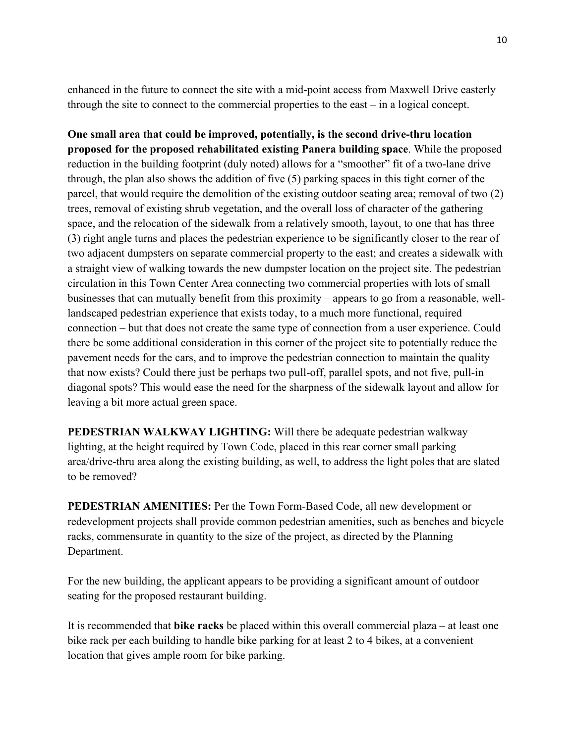enhanced in the future to connect the site with a mid-point access from Maxwell Drive easterly through the site to connect to the commercial properties to the east – in a logical concept.

**One small area that could be improved, potentially, is the second drive-thru location proposed for the proposed rehabilitated existing Panera building space**. While the proposed reduction in the building footprint (duly noted) allows for a "smoother" fit of a two-lane drive through, the plan also shows the addition of five (5) parking spaces in this tight corner of the parcel, that would require the demolition of the existing outdoor seating area; removal of two (2) trees, removal of existing shrub vegetation, and the overall loss of character of the gathering space, and the relocation of the sidewalk from a relatively smooth, layout, to one that has three (3) right angle turns and places the pedestrian experience to be significantly closer to the rear of two adjacent dumpsters on separate commercial property to the east; and creates a sidewalk with a straight view of walking towards the new dumpster location on the project site. The pedestrian circulation in this Town Center Area connecting two commercial properties with lots of small businesses that can mutually benefit from this proximity – appears to go from a reasonable, well-landscaped pedestrian experience that exists today, to a much more functional, required connection – but that does not create the same type of connection from a user experience. Could there be some additional consideration in this corner of the project site to potentially reduce the pavement needs for the cars, and to improve the pedestrian connection to maintain the quality that now exists? Could there just be perhaps two pull-off, parallel spots, and not five, pull-in diagonal spots? This would ease the need for the sharpness of the sidewalk layout and allow for leaving a bit more actual green space.

**PEDESTRIAN WALKWAY LIGHTING:** Will there be adequate pedestrian walkway lighting, at the height required by Town Code, placed in this rear corner small parking area/drive-thru area along the existing building, as well, to address the light poles that are slated to be removed?

**PEDESTRIAN AMENITIES:** Per the Town Form-Based Code, all new development or redevelopment projects shall provide common pedestrian amenities, such as benches and bicycle racks, commensurate in quantity to the size of the project, as directed by the Planning Department.

For the new building, the applicant appears to be providing a significant amount of outdoor seating for the proposed restaurant building.

It is recommended that **bike racks** be placed within this overall commercial plaza – at least one bike rack per each building to handle bike parking for at least 2 to 4 bikes, at a convenient location that gives ample room for bike parking.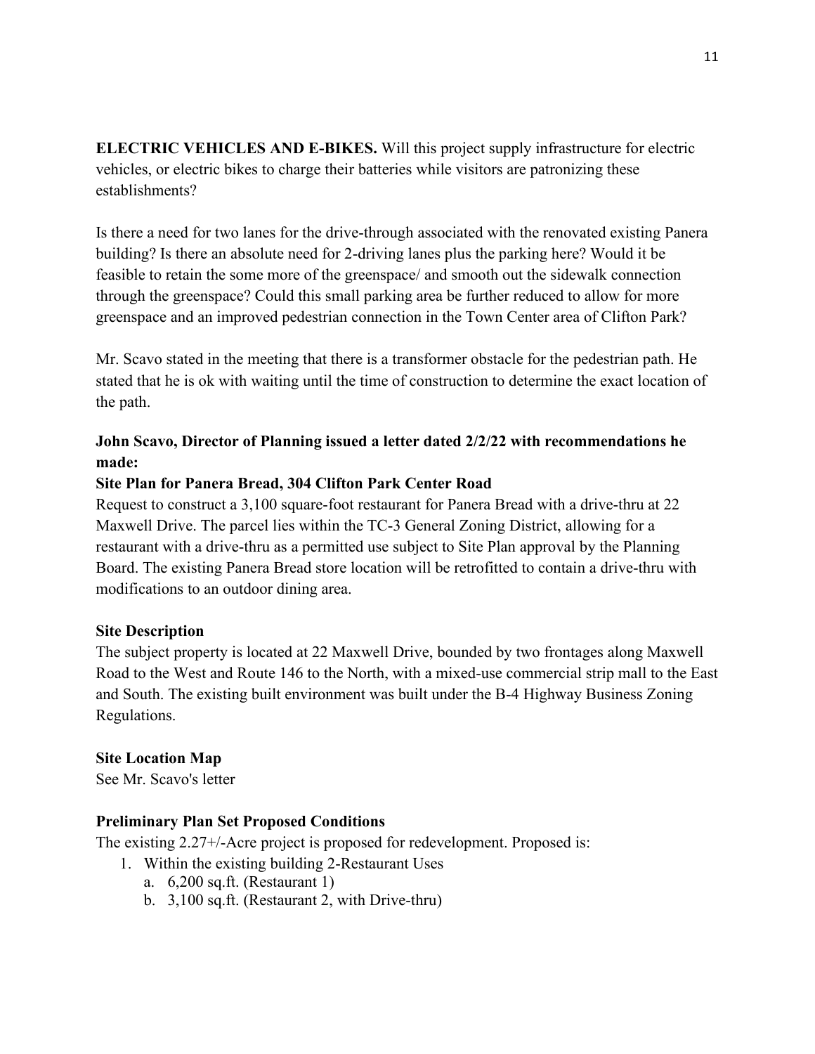**ELECTRIC VEHICLES AND E-BIKES.** Will this project supply infrastructure for electric vehicles, or electric bikes to charge their batteries while visitors are patronizing these establishments?

Is there a need for two lanes for the drive-through associated with the renovated existing Panera building? Is there an absolute need for 2-driving lanes plus the parking here? Would it be feasible to retain the some more of the greenspace/ and smooth out the sidewalk connection through the greenspace? Could this small parking area be further reduced to allow for more greenspace and an improved pedestrian connection in the Town Center area of Clifton Park?

Mr. Scavo stated in the meeting that there is a transformer obstacle for the pedestrian path. He stated that he is ok with waiting until the time of construction to determine the exact location of the path.

**John Scavo, Director of Planning issued a letter dated 2/2/22 with recommendations he made:**

**Site Plan for Panera Bread, 304 Clifton Park Center Road**

Request to construct a 3,100 square-foot restaurant for Panera Bread with a drive-thru at 22 Maxwell Drive. The parcel lies within the TC-3 General Zoning District, allowing for a restaurant with a drive-thru as a permitted use subject to Site Plan approval by the Planning Board. The existing Panera Bread store location will be retrofitted to contain a drive-thru with modifications to an outdoor dining area.

**Site Description**

The subject property is located at 22 Maxwell Drive, bounded by two frontages along Maxwell Road to the West and Route 146 to the North, with a mixed-use commercial strip mall to the East and South. The existing built environment was built under the B-4 Highway Business Zoning Regulations.

**Site Location Map**

See Mr. Scavo's letter

**Preliminary Plan Set Proposed Conditions**

The existing 2.27+/-Acre project is proposed for redevelopment. Proposed is:

1. Within the existing building 2-Restaurant Uses
   a. 6,200 sq.ft. (Restaurant 1)
   b. 3,100 sq.ft. (Restaurant 2, with Drive-thru)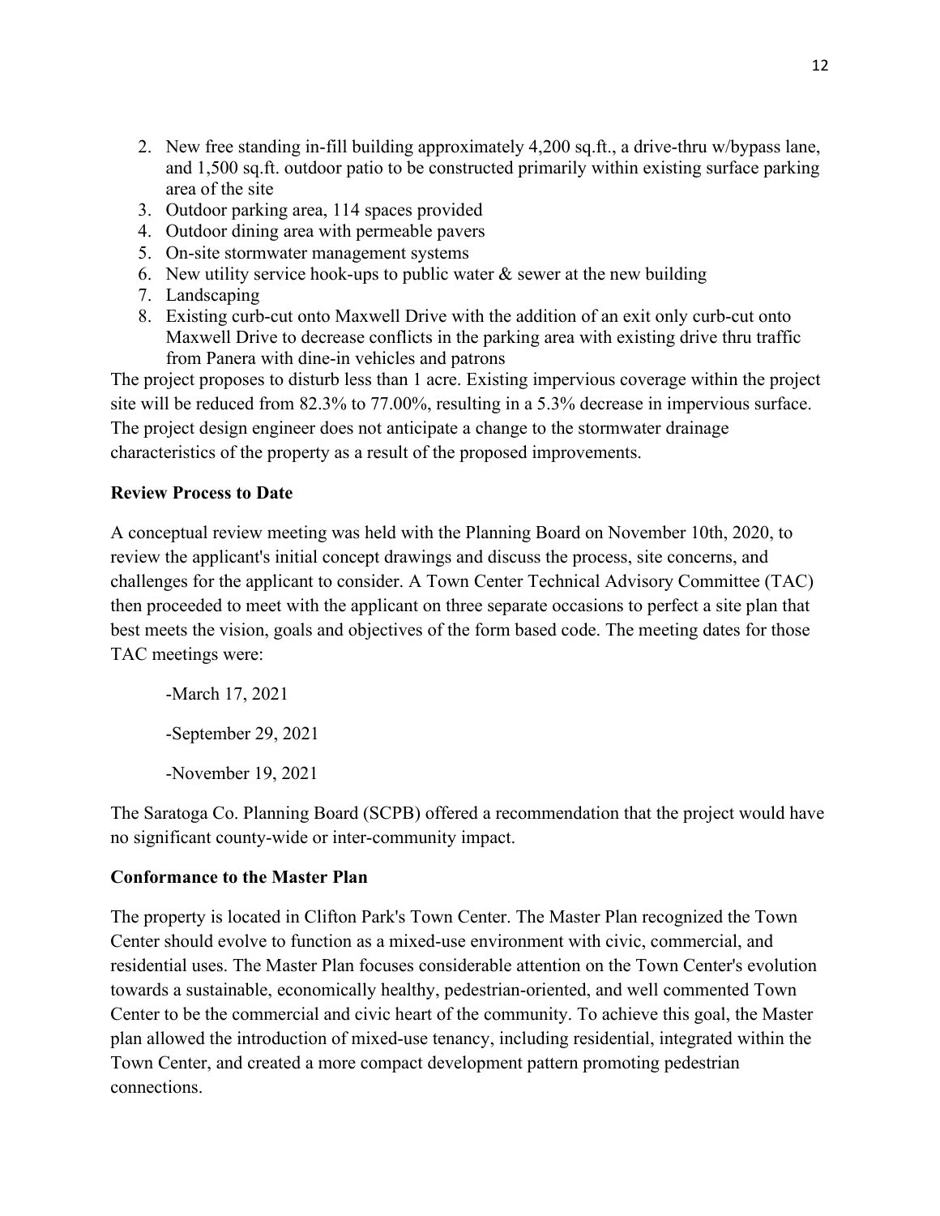2. New free standing in-fill building approximately 4,200 sq.ft., a drive-thru w/bypass lane, and 1,500 sq.ft. outdoor patio to be constructed primarily within existing surface parking area of the site
3. Outdoor parking area, 114 spaces provided
4. Outdoor dining area with permeable pavers
5. On-site stormwater management systems
6. New utility service hook-ups to public water & sewer at the new building
7. Landscaping
8. Existing curb-cut onto Maxwell Drive with the addition of an exit only curb-cut onto Maxwell Drive to decrease conflicts in the parking area with existing drive thru traffic from Panera with dine-in vehicles and patrons

The project proposes to disturb less than 1 acre. Existing impervious coverage within the project site will be reduced from 82.3% to 77.00%, resulting in a 5.3% decrease in impervious surface. The project design engineer does not anticipate a change to the stormwater drainage characteristics of the property as a result of the proposed improvements.

**Review Process to Date**

A conceptual review meeting was held with the Planning Board on November 10th, 2020, to review the applicant's initial concept drawings and discuss the process, site concerns, and challenges for the applicant to consider. A Town Center Technical Advisory Committee (TAC) then proceeded to meet with the applicant on three separate occasions to perfect a site plan that best meets the vision, goals and objectives of the form based code. The meeting dates for those TAC meetings were:

-March 17, 2021

-September 29, 2021

-November 19, 2021

The Saratoga Co. Planning Board (SCPB) offered a recommendation that the project would have no significant county-wide or inter-community impact.

**Conformance to the Master Plan**

The property is located in Clifton Park's Town Center. The Master Plan recognized the Town Center should evolve to function as a mixed-use environment with civic, commercial, and residential uses. The Master Plan focuses considerable attention on the Town Center's evolution towards a sustainable, economically healthy, pedestrian-oriented, and well commented Town Center to be the commercial and civic heart of the community. To achieve this goal, the Master plan allowed the introduction of mixed-use tenancy, including residential, integrated within the Town Center, and created a more compact development pattern promoting pedestrian connections.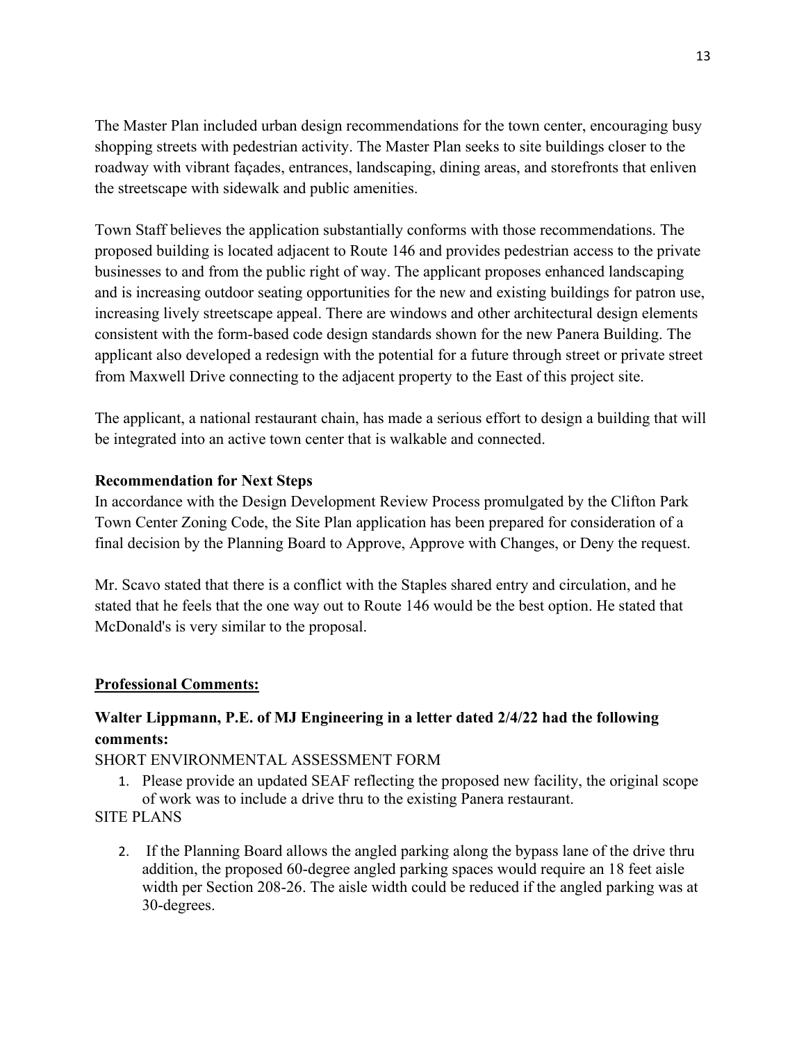The Master Plan included urban design recommendations for the town center, encouraging busy shopping streets with pedestrian activity. The Master Plan seeks to site buildings closer to the roadway with vibrant façades, entrances, landscaping, dining areas, and storefronts that enliven the streetscape with sidewalk and public amenities.

Town Staff believes the application substantially conforms with those recommendations. The proposed building is located adjacent to Route 146 and provides pedestrian access to the private businesses to and from the public right of way. The applicant proposes enhanced landscaping and is increasing outdoor seating opportunities for the new and existing buildings for patron use, increasing lively streetscape appeal. There are windows and other architectural design elements consistent with the form-based code design standards shown for the new Panera Building. The applicant also developed a redesign with the potential for a future through street or private street from Maxwell Drive connecting to the adjacent property to the East of this project site.

The applicant, a national restaurant chain, has made a serious effort to design a building that will be integrated into an active town center that is walkable and connected.

**Recommendation for Next Steps**

In accordance with the Design Development Review Process promulgated by the Clifton Park Town Center Zoning Code, the Site Plan application has been prepared for consideration of a final decision by the Planning Board to Approve, Approve with Changes, or Deny the request.

Mr. Scavo stated that there is a conflict with the Staples shared entry and circulation, and he stated that he feels that the one way out to Route 146 would be the best option. He stated that McDonald's is very similar to the proposal.

**Professional Comments:**

**Walter Lippmann, P.E. of MJ Engineering in a letter dated 2/4/22 had the following comments:**

SHORT ENVIRONMENTAL ASSESSMENT FORM

1. Please provide an updated SEAF reflecting the proposed new facility, the original scope of work was to include a drive thru to the existing Panera restaurant.

SITE PLANS

2. If the Planning Board allows the angled parking along the bypass lane of the drive thru addition, the proposed 60-degree angled parking spaces would require an 18 feet aisle width per Section 208-26. The aisle width could be reduced if the angled parking was at 30-degrees.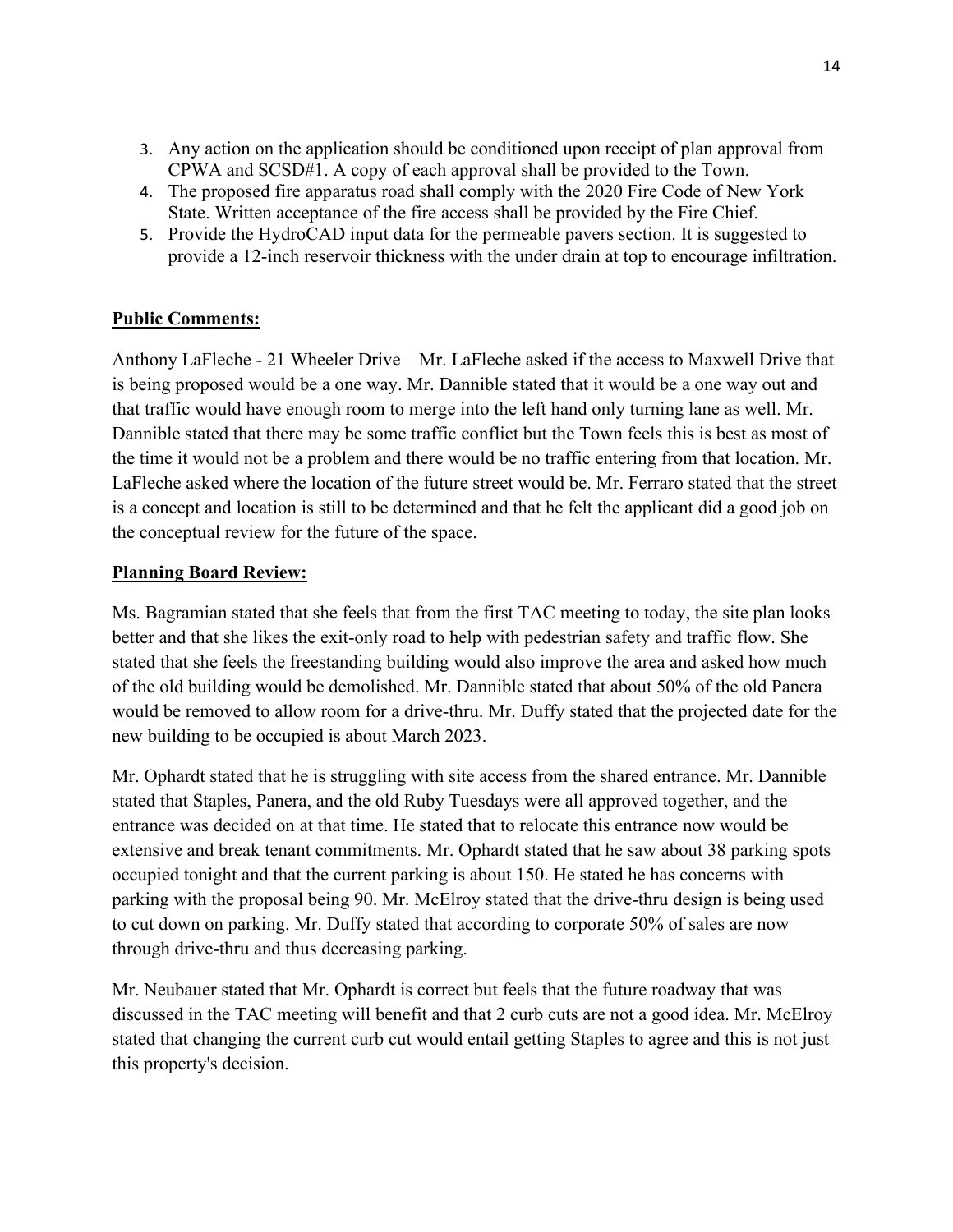3. Any action on the application should be conditioned upon receipt of plan approval from CPWA and SCSD#1. A copy of each approval shall be provided to the Town.
4. The proposed fire apparatus road shall comply with the 2020 Fire Code of New York State. Written acceptance of the fire access shall be provided by the Fire Chief.
5. Provide the HydroCAD input data for the permeable pavers section. It is suggested to provide a 12-inch reservoir thickness with the under drain at top to encourage infiltration.

**Public Comments:**

Anthony LaFleche - 21 Wheeler Drive – Mr. LaFleche asked if the access to Maxwell Drive that is being proposed would be a one way. Mr. Dannible stated that it would be a one way out and that traffic would have enough room to merge into the left hand only turning lane as well. Mr. Dannible stated that there may be some traffic conflict but the Town feels this is best as most of the time it would not be a problem and there would be no traffic entering from that location. Mr. LaFleche asked where the location of the future street would be. Mr. Ferraro stated that the street is a concept and location is still to be determined and that he felt the applicant did a good job on the conceptual review for the future of the space.

**Planning Board Review:**

Ms. Bagramian stated that she feels that from the first TAC meeting to today, the site plan looks better and that she likes the exit-only road to help with pedestrian safety and traffic flow. She stated that she feels the freestanding building would also improve the area and asked how much of the old building would be demolished. Mr. Dannible stated that about 50% of the old Panera would be removed to allow room for a drive-thru. Mr. Duffy stated that the projected date for the new building to be occupied is about March 2023.

Mr. Ophardt stated that he is struggling with site access from the shared entrance. Mr. Dannible stated that Staples, Panera, and the old Ruby Tuesdays were all approved together, and the entrance was decided on at that time. He stated that to relocate this entrance now would be extensive and break tenant commitments. Mr. Ophardt stated that he saw about 38 parking spots occupied tonight and that the current parking is about 150. He stated he has concerns with parking with the proposal being 90. Mr. McElroy stated that the drive-thru design is being used to cut down on parking. Mr. Duffy stated that according to corporate 50% of sales are now through drive-thru and thus decreasing parking.

Mr. Neubauer stated that Mr. Ophardt is correct but feels that the future roadway that was discussed in the TAC meeting will benefit and that 2 curb cuts are not a good idea. Mr. McElroy stated that changing the current curb cut would entail getting Staples to agree and this is not just this property's decision.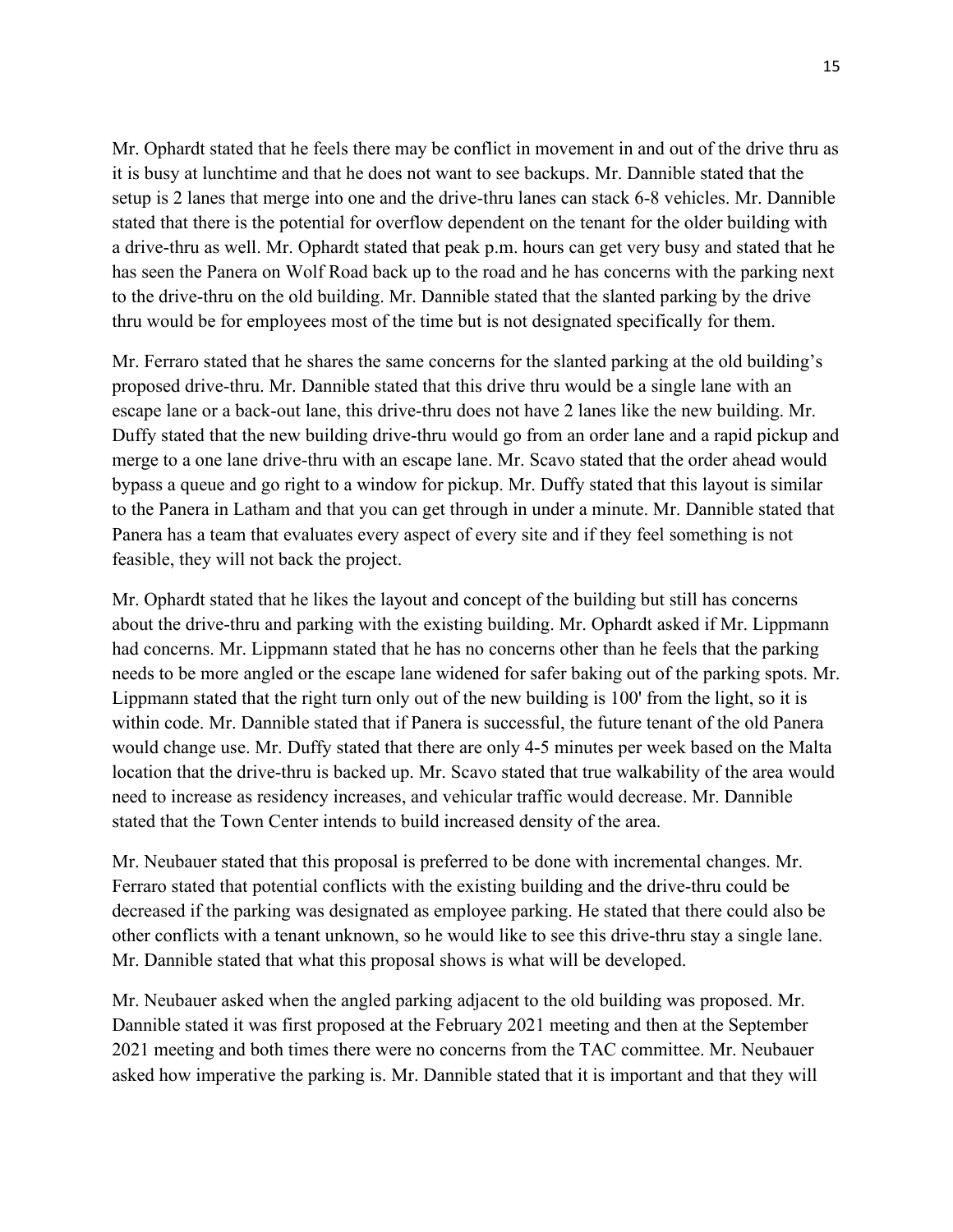Mr. Ophardt stated that he feels there may be conflict in movement in and out of the drive thru as it is busy at lunchtime and that he does not want to see backups. Mr. Dannible stated that the setup is 2 lanes that merge into one and the drive-thru lanes can stack 6-8 vehicles. Mr. Dannible stated that there is the potential for overflow dependent on the tenant for the older building with a drive-thru as well. Mr. Ophardt stated that peak p.m. hours can get very busy and stated that he has seen the Panera on Wolf Road back up to the road and he has concerns with the parking next to the drive-thru on the old building. Mr. Dannible stated that the slanted parking by the drive thru would be for employees most of the time but is not designated specifically for them.

Mr. Ferraro stated that he shares the same concerns for the slanted parking at the old building's proposed drive-thru. Mr. Dannible stated that this drive thru would be a single lane with an escape lane or a back-out lane, this drive-thru does not have 2 lanes like the new building. Mr. Duffy stated that the new building drive-thru would go from an order lane and a rapid pickup and merge to a one lane drive-thru with an escape lane. Mr. Scavo stated that the order ahead would bypass a queue and go right to a window for pickup. Mr. Duffy stated that this layout is similar to the Panera in Latham and that you can get through in under a minute. Mr. Dannible stated that Panera has a team that evaluates every aspect of every site and if they feel something is not feasible, they will not back the project.

Mr. Ophardt stated that he likes the layout and concept of the building but still has concerns about the drive-thru and parking with the existing building. Mr. Ophardt asked if Mr. Lippmann had concerns. Mr. Lippmann stated that he has no concerns other than he feels that the parking needs to be more angled or the escape lane widened for safer baking out of the parking spots. Mr. Lippmann stated that the right turn only out of the new building is 100' from the light, so it is within code. Mr. Dannible stated that if Panera is successful, the future tenant of the old Panera would change use. Mr. Duffy stated that there are only 4-5 minutes per week based on the Malta location that the drive-thru is backed up. Mr. Scavo stated that true walkability of the area would need to increase as residency increases, and vehicular traffic would decrease. Mr. Dannible stated that the Town Center intends to build increased density of the area.

Mr. Neubauer stated that this proposal is preferred to be done with incremental changes. Mr. Ferraro stated that potential conflicts with the existing building and the drive-thru could be decreased if the parking was designated as employee parking. He stated that there could also be other conflicts with a tenant unknown, so he would like to see this drive-thru stay a single lane. Mr. Dannible stated that what this proposal shows is what will be developed.

Mr. Neubauer asked when the angled parking adjacent to the old building was proposed. Mr. Dannible stated it was first proposed at the February 2021 meeting and then at the September 2021 meeting and both times there were no concerns from the TAC committee. Mr. Neubauer asked how imperative the parking is. Mr. Dannible stated that it is important and that they will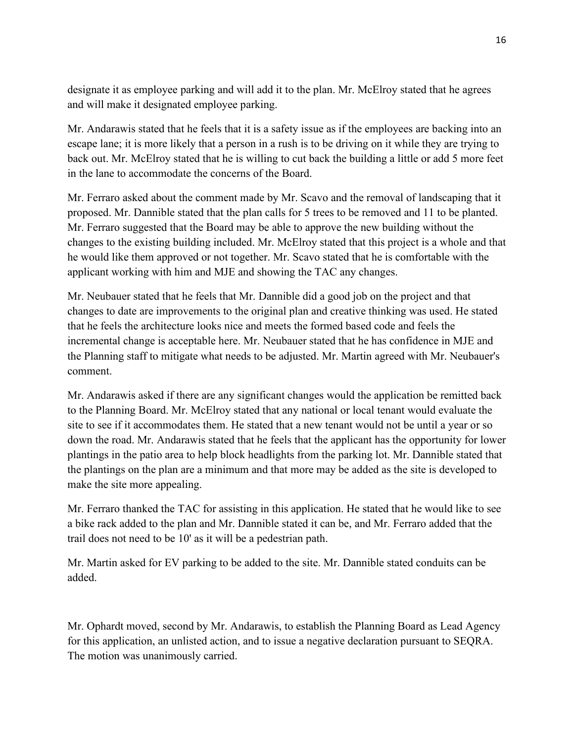designate it as employee parking and will add it to the plan. Mr. McElroy stated that he agrees and will make it designated employee parking.

Mr. Andarawis stated that he feels that it is a safety issue as if the employees are backing into an escape lane; it is more likely that a person in a rush is to be driving on it while they are trying to back out. Mr. McElroy stated that he is willing to cut back the building a little or add 5 more feet in the lane to accommodate the concerns of the Board.

Mr. Ferraro asked about the comment made by Mr. Scavo and the removal of landscaping that it proposed. Mr. Dannible stated that the plan calls for 5 trees to be removed and 11 to be planted. Mr. Ferraro suggested that the Board may be able to approve the new building without the changes to the existing building included. Mr. McElroy stated that this project is a whole and that he would like them approved or not together. Mr. Scavo stated that he is comfortable with the applicant working with him and MJE and showing the TAC any changes.

Mr. Neubauer stated that he feels that Mr. Dannible did a good job on the project and that changes to date are improvements to the original plan and creative thinking was used. He stated that he feels the architecture looks nice and meets the formed based code and feels the incremental change is acceptable here. Mr. Neubauer stated that he has confidence in MJE and the Planning staff to mitigate what needs to be adjusted. Mr. Martin agreed with Mr. Neubauer's comment.

Mr. Andarawis asked if there are any significant changes would the application be remitted back to the Planning Board. Mr. McElroy stated that any national or local tenant would evaluate the site to see if it accommodates them. He stated that a new tenant would not be until a year or so down the road. Mr. Andarawis stated that he feels that the applicant has the opportunity for lower plantings in the patio area to help block headlights from the parking lot. Mr. Dannible stated that the plantings on the plan are a minimum and that more may be added as the site is developed to make the site more appealing.

Mr. Ferraro thanked the TAC for assisting in this application. He stated that he would like to see a bike rack added to the plan and Mr. Dannible stated it can be, and Mr. Ferraro added that the trail does not need to be 10' as it will be a pedestrian path.

Mr. Martin asked for EV parking to be added to the site. Mr. Dannible stated conduits can be added.

Mr. Ophardt moved, second by Mr. Andarawis, to establish the Planning Board as Lead Agency for this application, an unlisted action, and to issue a negative declaration pursuant to SEQRA. The motion was unanimously carried.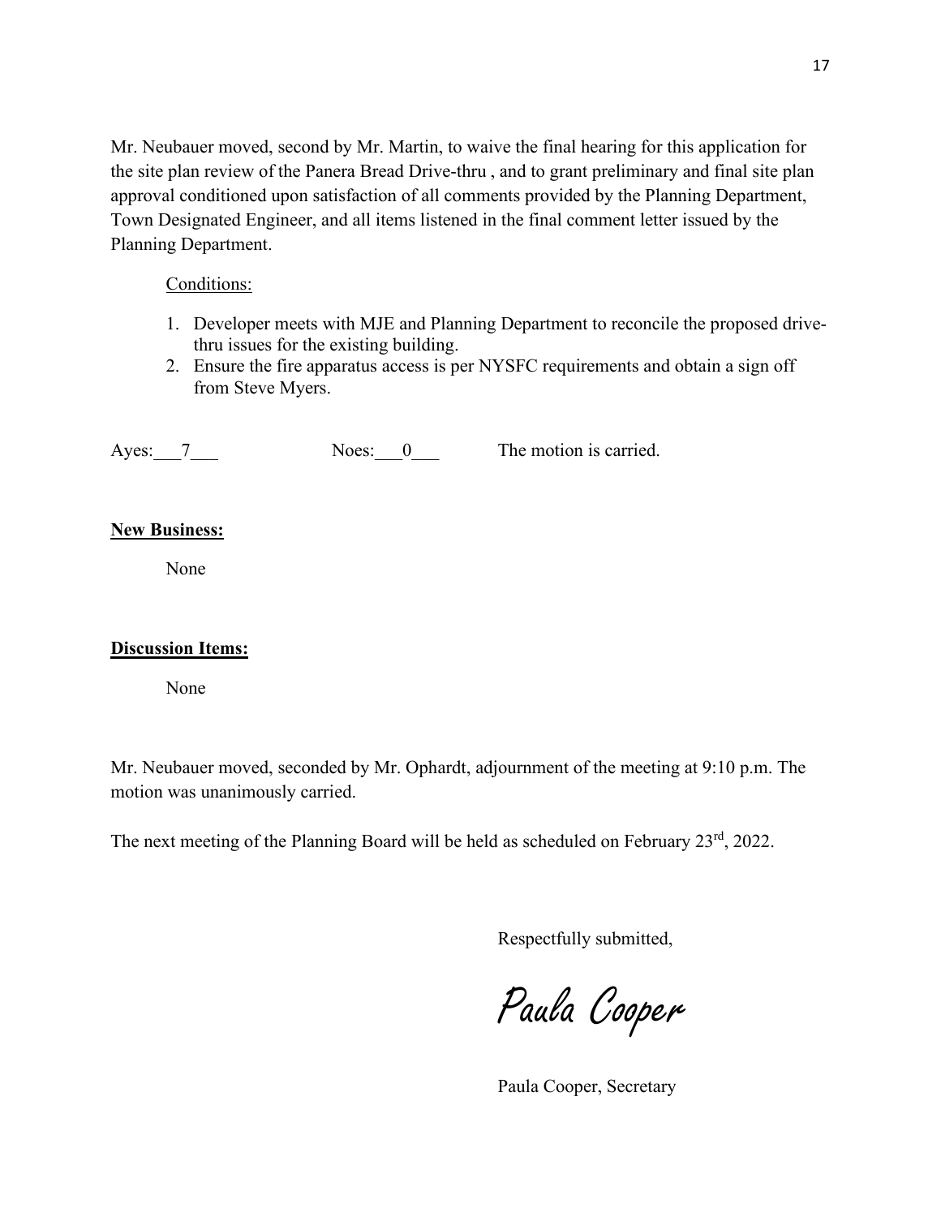Mr. Neubauer moved, second by Mr. Martin, to waive the final hearing for this application for the site plan review of the Panera Bread Drive-thru , and to grant preliminary and final site plan approval conditioned upon satisfaction of all comments provided by the Planning Department, Town Designated Engineer, and all items listened in the final comment letter issued by the Planning Department.

Conditions:

1. Developer meets with MJE and Planning Department to reconcile the proposed drive-thru issues for the existing building.
2. Ensure the fire apparatus access is per NYSFC requirements and obtain a sign off from Steve Myers.

Ayes:\_\_\_7\_\_\_ Noes:\_\_\_0\_\_\_ The motion is carried.

**New Business:**

None

**Discussion Items:**

None

Mr. Neubauer moved, seconded by Mr. Ophardt, adjournment of the meeting at 9:10 p.m. The motion was unanimously carried.

The next meeting of the Planning Board will be held as scheduled on February 23rd, 2022.

Respectfully submitted,

Paula Cooper

Paula Cooper, Secretary